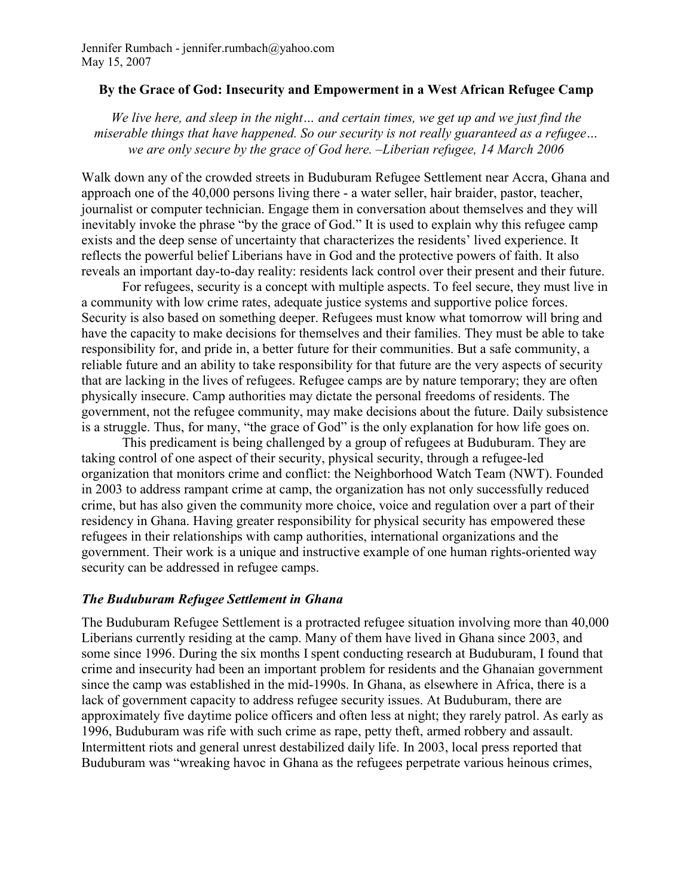Jennifer Rumbach - jennifer.rumbach@yahoo.com
May 15, 2007

# By the Grace of God: Insecurity and Empowerment in a West African Refugee Camp

*We live here, and sleep in the night… and certain times, we get up and we just find the miserable things that have happened. So our security is not really guaranteed as a refugee… we are only secure by the grace of God here. –Liberian refugee, 14 March 2006*

Walk down any of the crowded streets in Buduburam Refugee Settlement near Accra, Ghana and approach one of the 40,000 persons living there - a water seller, hair braider, pastor, teacher, journalist or computer technician. Engage them in conversation about themselves and they will inevitably invoke the phrase "by the grace of God." It is used to explain why this refugee camp exists and the deep sense of uncertainty that characterizes the residents' lived experience. It reflects the powerful belief Liberians have in God and the protective powers of faith. It also reveals an important day-to-day reality: residents lack control over their present and their future.

For refugees, security is a concept with multiple aspects. To feel secure, they must live in a community with low crime rates, adequate justice systems and supportive police forces. Security is also based on something deeper. Refugees must know what tomorrow will bring and have the capacity to make decisions for themselves and their families. They must be able to take responsibility for, and pride in, a better future for their communities. But a safe community, a reliable future and an ability to take responsibility for that future are the very aspects of security that are lacking in the lives of refugees. Refugee camps are by nature temporary; they are often physically insecure. Camp authorities may dictate the personal freedoms of residents. The government, not the refugee community, may make decisions about the future. Daily subsistence is a struggle. Thus, for many, "the grace of God" is the only explanation for how life goes on.

This predicament is being challenged by a group of refugees at Buduburam. They are taking control of one aspect of their security, physical security, through a refugee-led organization that monitors crime and conflict: the Neighborhood Watch Team (NWT). Founded in 2003 to address rampant crime at camp, the organization has not only successfully reduced crime, but has also given the community more choice, voice and regulation over a part of their residency in Ghana. Having greater responsibility for physical security has empowered these refugees in their relationships with camp authorities, international organizations and the government. Their work is a unique and instructive example of one human rights-oriented way security can be addressed in refugee camps.

## *The Buduburam Refugee Settlement in Ghana*

The Buduburam Refugee Settlement is a protracted refugee situation involving more than 40,000 Liberians currently residing at the camp. Many of them have lived in Ghana since 2003, and some since 1996. During the six months I spent conducting research at Buduburam, I found that crime and insecurity had been an important problem for residents and the Ghanaian government since the camp was established in the mid-1990s. In Ghana, as elsewhere in Africa, there is a lack of government capacity to address refugee security issues. At Buduburam, there are approximately five daytime police officers and often less at night; they rarely patrol. As early as 1996, Buduburam was rife with such crime as rape, petty theft, armed robbery and assault. Intermittent riots and general unrest destabilized daily life. In 2003, local press reported that Buduburam was "wreaking havoc in Ghana as the refugees perpetrate various heinous crimes,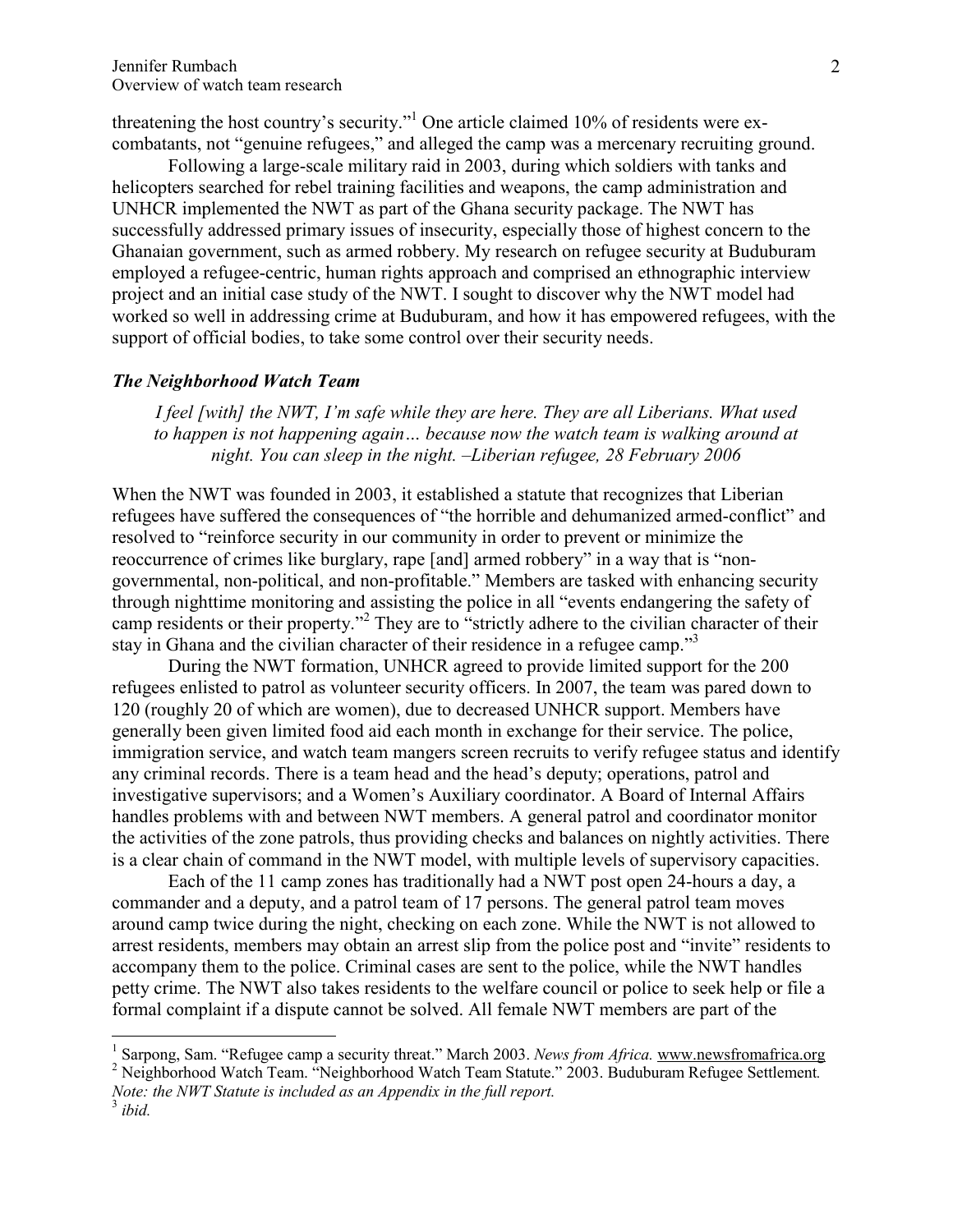threatening the host country's security."[1] One article claimed 10% of residents were ex-combatants, not "genuine refugees," and alleged the camp was a mercenary recruiting ground.

Following a large-scale military raid in 2003, during which soldiers with tanks and helicopters searched for rebel training facilities and weapons, the camp administration and UNHCR implemented the NWT as part of the Ghana security package. The NWT has successfully addressed primary issues of insecurity, especially those of highest concern to the Ghanaian government, such as armed robbery. My research on refugee security at Buduburam employed a refugee-centric, human rights approach and comprised an ethnographic interview project and an initial case study of the NWT. I sought to discover why the NWT model had worked so well in addressing crime at Buduburam, and how it has empowered refugees, with the support of official bodies, to take some control over their security needs.

### *The Neighborhood Watch Team*

*I feel [with] the NWT, I'm safe while they are here. They are all Liberians. What used to happen is not happening again… because now the watch team is walking around at night. You can sleep in the night. –Liberian refugee, 28 February 2006*

When the NWT was founded in 2003, it established a statute that recognizes that Liberian refugees have suffered the consequences of "the horrible and dehumanized armed-conflict" and resolved to "reinforce security in our community in order to prevent or minimize the reoccurrence of crimes like burglary, rape [and] armed robbery" in a way that is "non-governmental, non-political, and non-profitable." Members are tasked with enhancing security through nighttime monitoring and assisting the police in all "events endangering the safety of camp residents or their property."[2] They are to "strictly adhere to the civilian character of their stay in Ghana and the civilian character of their residence in a refugee camp."[3]

During the NWT formation, UNHCR agreed to provide limited support for the 200 refugees enlisted to patrol as volunteer security officers. In 2007, the team was pared down to 120 (roughly 20 of which are women), due to decreased UNHCR support. Members have generally been given limited food aid each month in exchange for their service. The police, immigration service, and watch team mangers screen recruits to verify refugee status and identify any criminal records. There is a team head and the head's deputy; operations, patrol and investigative supervisors; and a Women's Auxiliary coordinator. A Board of Internal Affairs handles problems with and between NWT members. A general patrol and coordinator monitor the activities of the zone patrols, thus providing checks and balances on nightly activities. There is a clear chain of command in the NWT model, with multiple levels of supervisory capacities.

Each of the 11 camp zones has traditionally had a NWT post open 24-hours a day, a commander and a deputy, and a patrol team of 17 persons. The general patrol team moves around camp twice during the night, checking on each zone. While the NWT is not allowed to arrest residents, members may obtain an arrest slip from the police post and "invite" residents to accompany them to the police. Criminal cases are sent to the police, while the NWT handles petty crime. The NWT also takes residents to the welfare council or police to seek help or file a formal complaint if a dispute cannot be solved. All female NWT members are part of the

---

[1] Sarpong, Sam. "Refugee camp a security threat." March 2003. *News from Africa.* www.newsfromafrica.org

[2] Neighborhood Watch Team. "Neighborhood Watch Team Statute." 2003. Buduburam Refugee Settlement. *Note: the NWT Statute is included as an Appendix in the full report.*

[3] *ibid.*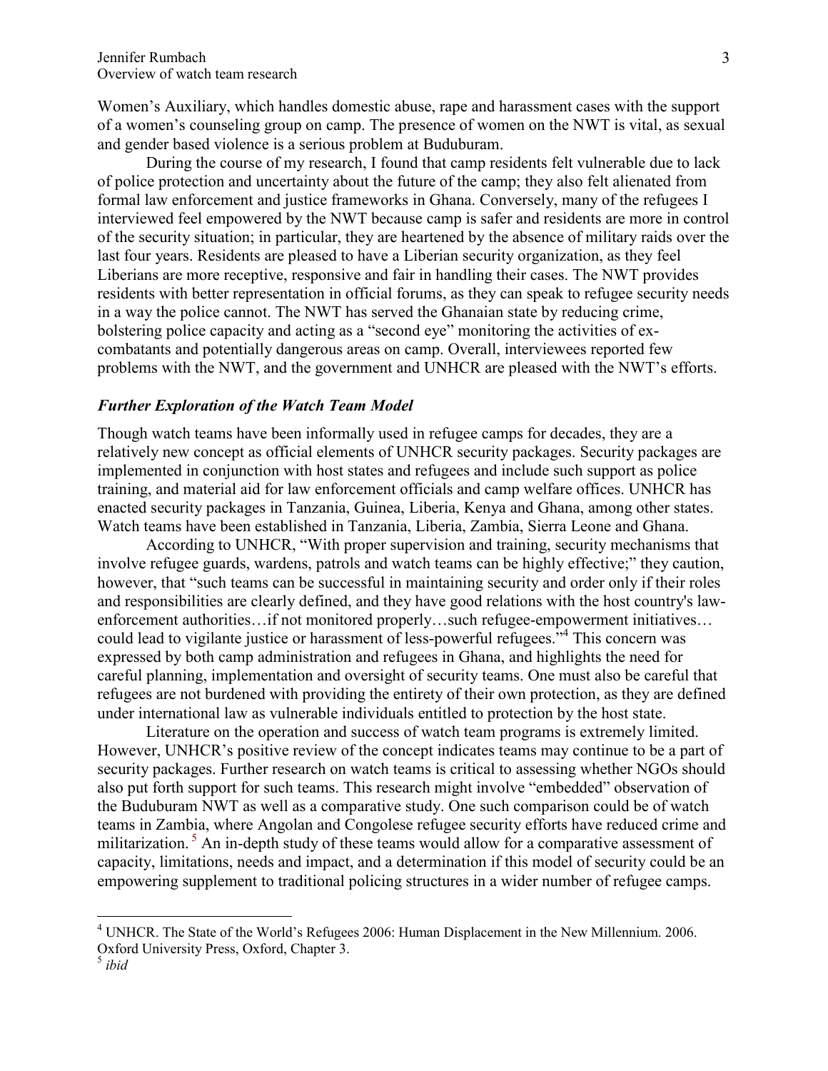Women's Auxiliary, which handles domestic abuse, rape and harassment cases with the support of a women's counseling group on camp. The presence of women on the NWT is vital, as sexual and gender based violence is a serious problem at Buduburam.

During the course of my research, I found that camp residents felt vulnerable due to lack of police protection and uncertainty about the future of the camp; they also felt alienated from formal law enforcement and justice frameworks in Ghana. Conversely, many of the refugees I interviewed feel empowered by the NWT because camp is safer and residents are more in control of the security situation; in particular, they are heartened by the absence of military raids over the last four years. Residents are pleased to have a Liberian security organization, as they feel Liberians are more receptive, responsive and fair in handling their cases. The NWT provides residents with better representation in official forums, as they can speak to refugee security needs in a way the police cannot. The NWT has served the Ghanaian state by reducing crime, bolstering police capacity and acting as a "second eye" monitoring the activities of ex-combatants and potentially dangerous areas on camp. Overall, interviewees reported few problems with the NWT, and the government and UNHCR are pleased with the NWT's efforts.

### *Further Exploration of the Watch Team Model*

Though watch teams have been informally used in refugee camps for decades, they are a relatively new concept as official elements of UNHCR security packages. Security packages are implemented in conjunction with host states and refugees and include such support as police training, and material aid for law enforcement officials and camp welfare offices. UNHCR has enacted security packages in Tanzania, Guinea, Liberia, Kenya and Ghana, among other states. Watch teams have been established in Tanzania, Liberia, Zambia, Sierra Leone and Ghana.

According to UNHCR, "With proper supervision and training, security mechanisms that involve refugee guards, wardens, patrols and watch teams can be highly effective;" they caution, however, that "such teams can be successful in maintaining security and order only if their roles and responsibilities are clearly defined, and they have good relations with the host country's law-enforcement authorities…if not monitored properly…such refugee-empowerment initiatives… could lead to vigilante justice or harassment of less-powerful refugees."[4] This concern was expressed by both camp administration and refugees in Ghana, and highlights the need for careful planning, implementation and oversight of security teams. One must also be careful that refugees are not burdened with providing the entirety of their own protection, as they are defined under international law as vulnerable individuals entitled to protection by the host state.

Literature on the operation and success of watch team programs is extremely limited. However, UNHCR's positive review of the concept indicates teams may continue to be a part of security packages. Further research on watch teams is critical to assessing whether NGOs should also put forth support for such teams. This research might involve "embedded" observation of the Buduburam NWT as well as a comparative study. One such comparison could be of watch teams in Zambia, where Angolan and Congolese refugee security efforts have reduced crime and militarization.[5] An in-depth study of these teams would allow for a comparative assessment of capacity, limitations, needs and impact, and a determination if this model of security could be an empowering supplement to traditional policing structures in a wider number of refugee camps.

---

[4] UNHCR. The State of the World's Refugees 2006: Human Displacement in the New Millennium. 2006. Oxford University Press, Oxford, Chapter 3.

[5] *ibid*